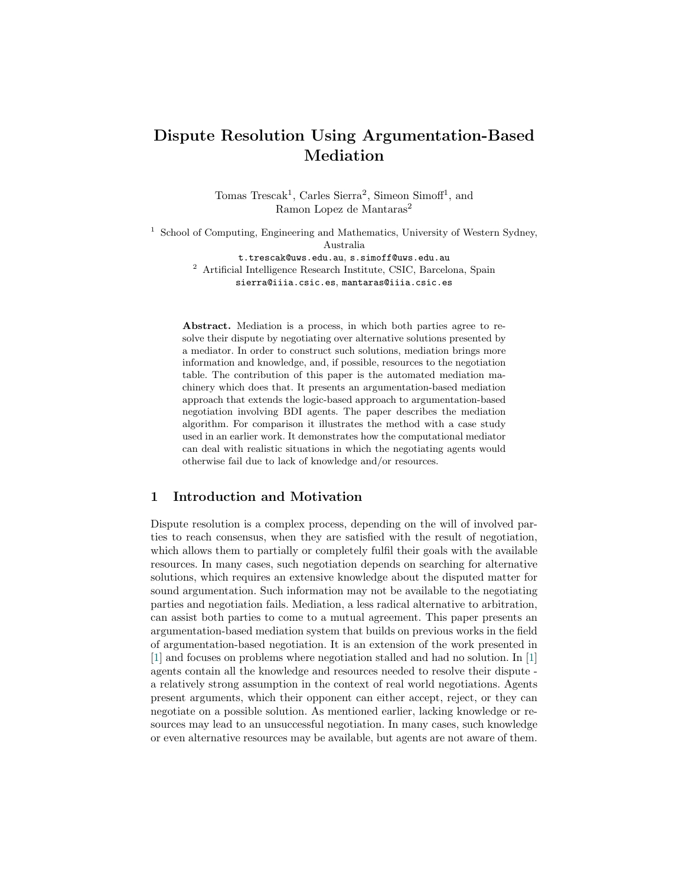# Dispute Resolution Using Argumentation-Based Mediation

Tomas Trescak[1], Carles Sierra[2], Simeon Simoff[1], and Ramon Lopez de Mantaras[2]

[1] School of Computing, Engineering and Mathematics, University of Western Sydney, Australia
t.trescak@uws.edu.au, s.simoff@uws.edu.au

[2] Artificial Intelligence Research Institute, CSIC, Barcelona, Spain
sierra@iiia.csic.es, mantaras@iiia.csic.es

**Abstract.** Mediation is a process, in which both parties agree to resolve their dispute by negotiating over alternative solutions presented by a mediator. In order to construct such solutions, mediation brings more information and knowledge, and, if possible, resources to the negotiation table. The contribution of this paper is the automated mediation machinery which does that. It presents an argumentation-based mediation approach that extends the logic-based approach to argumentation-based negotiation involving BDI agents. The paper describes the mediation algorithm. For comparison it illustrates the method with a case study used in an earlier work. It demonstrates how the computational mediator can deal with realistic situations in which the negotiating agents would otherwise fail due to lack of knowledge and/or resources.

## 1 Introduction and Motivation

Dispute resolution is a complex process, depending on the will of involved parties to reach consensus, when they are satisfied with the result of negotiation, which allows them to partially or completely fulfil their goals with the available resources. In many cases, such negotiation depends on searching for alternative solutions, which requires an extensive knowledge about the disputed matter for sound argumentation. Such information may not be available to the negotiating parties and negotiation fails. Mediation, a less radical alternative to arbitration, can assist both parties to come to a mutual agreement. This paper presents an argumentation-based mediation system that builds on previous works in the field of argumentation-based negotiation. It is an extension of the work presented in [1] and focuses on problems where negotiation stalled and had no solution. In [1] agents contain all the knowledge and resources needed to resolve their dispute - a relatively strong assumption in the context of real world negotiations. Agents present arguments, which their opponent can either accept, reject, or they can negotiate on a possible solution. As mentioned earlier, lacking knowledge or resources may lead to an unsuccessful negotiation. In many cases, such knowledge or even alternative resources may be available, but agents are not aware of them.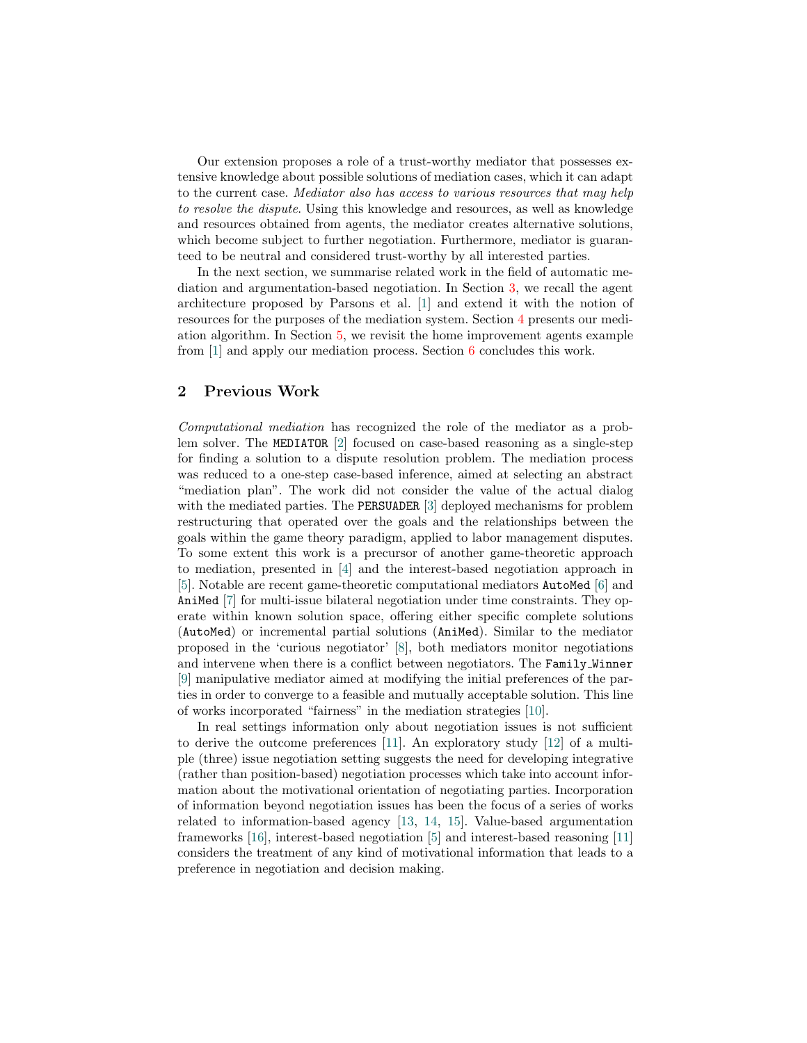Our extension proposes a role of a trust-worthy mediator that possesses extensive knowledge about possible solutions of mediation cases, which it can adapt to the current case. *Mediator also has access to various resources that may help to resolve the dispute.* Using this knowledge and resources, as well as knowledge and resources obtained from agents, the mediator creates alternative solutions, which become subject to further negotiation. Furthermore, mediator is guaranteed to be neutral and considered trust-worthy by all interested parties.

In the next section, we summarise related work in the field of automatic mediation and argumentation-based negotiation. In Section 3, we recall the agent architecture proposed by Parsons et al. [1] and extend it with the notion of resources for the purposes of the mediation system. Section 4 presents our mediation algorithm. In Section 5, we revisit the home improvement agents example from [1] and apply our mediation process. Section 6 concludes this work.

## 2 Previous Work

*Computational mediation* has recognized the role of the mediator as a problem solver. The `MEDIATOR` [2] focused on case-based reasoning as a single-step for finding a solution to a dispute resolution problem. The mediation process was reduced to a one-step case-based inference, aimed at selecting an abstract "mediation plan". The work did not consider the value of the actual dialog with the mediated parties. The `PERSUADER` [3] deployed mechanisms for problem restructuring that operated over the goals and the relationships between the goals within the game theory paradigm, applied to labor management disputes. To some extent this work is a precursor of another game-theoretic approach to mediation, presented in [4] and the interest-based negotiation approach in [5]. Notable are recent game-theoretic computational mediators `AutoMed` [6] and `AniMed` [7] for multi-issue bilateral negotiation under time constraints. They operate within known solution space, offering either specific complete solutions (`AutoMed`) or incremental partial solutions (`AniMed`). Similar to the mediator proposed in the 'curious negotiator' [8], both mediators monitor negotiations and intervene when there is a conflict between negotiators. The `Family_Winner` [9] manipulative mediator aimed at modifying the initial preferences of the parties in order to converge to a feasible and mutually acceptable solution. This line of works incorporated "fairness" in the mediation strategies [10].

In real settings information only about negotiation issues is not sufficient to derive the outcome preferences [11]. An exploratory study [12] of a multiple (three) issue negotiation setting suggests the need for developing integrative (rather than position-based) negotiation processes which take into account information about the motivational orientation of negotiating parties. Incorporation of information beyond negotiation issues has been the focus of a series of works related to information-based agency [13, 14, 15]. Value-based argumentation frameworks [16], interest-based negotiation [5] and interest-based reasoning [11] considers the treatment of any kind of motivational information that leads to a preference in negotiation and decision making.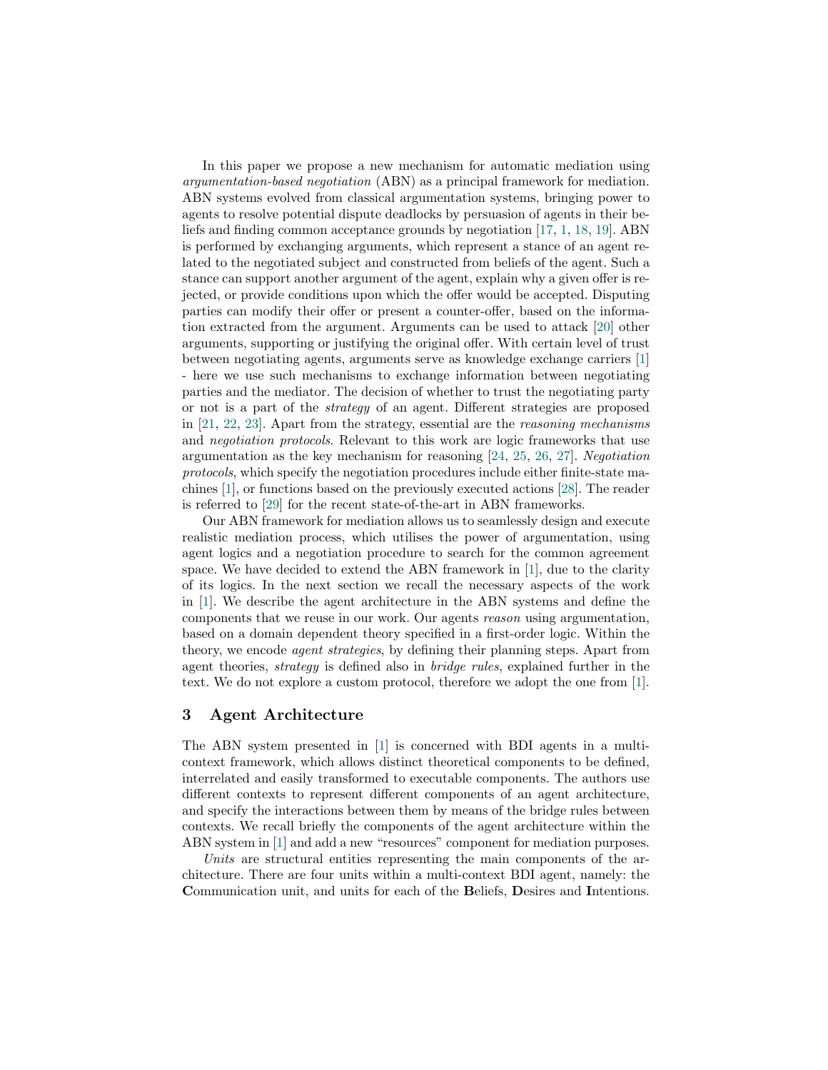In this paper we propose a new mechanism for automatic mediation using *argumentation-based negotiation* (ABN) as a principal framework for mediation. ABN systems evolved from classical argumentation systems, bringing power to agents to resolve potential dispute deadlocks by persuasion of agents in their beliefs and finding common acceptance grounds by negotiation [17, 1, 18, 19]. ABN is performed by exchanging arguments, which represent a stance of an agent related to the negotiated subject and constructed from beliefs of the agent. Such a stance can support another argument of the agent, explain why a given offer is rejected, or provide conditions upon which the offer would be accepted. Disputing parties can modify their offer or present a counter-offer, based on the information extracted from the argument. Arguments can be used to attack [20] other arguments, supporting or justifying the original offer. With certain level of trust between negotiating agents, arguments serve as knowledge exchange carriers [1] - here we use such mechanisms to exchange information between negotiating parties and the mediator. The decision of whether to trust the negotiating party or not is a part of the *strategy* of an agent. Different strategies are proposed in [21, 22, 23]. Apart from the strategy, essential are the *reasoning mechanisms* and *negotiation protocols*. Relevant to this work are logic frameworks that use argumentation as the key mechanism for reasoning [24, 25, 26, 27]. *Negotiation protocols*, which specify the negotiation procedures include either finite-state machines [1], or functions based on the previously executed actions [28]. The reader is referred to [29] for the recent state-of-the-art in ABN frameworks.

Our ABN framework for mediation allows us to seamlessly design and execute realistic mediation process, which utilises the power of argumentation, using agent logics and a negotiation procedure to search for the common agreement space. We have decided to extend the ABN framework in [1], due to the clarity of its logics. In the next section we recall the necessary aspects of the work in [1]. We describe the agent architecture in the ABN systems and define the components that we reuse in our work. Our agents *reason* using argumentation, based on a domain dependent theory specified in a first-order logic. Within the theory, we encode *agent strategies*, by defining their planning steps. Apart from agent theories, *strategy* is defined also in *bridge rules*, explained further in the text. We do not explore a custom protocol, therefore we adopt the one from [1].

## 3 Agent Architecture

The ABN system presented in [1] is concerned with BDI agents in a multi-context framework, which allows distinct theoretical components to be defined, interrelated and easily transformed to executable components. The authors use different contexts to represent different components of an agent architecture, and specify the interactions between them by means of the bridge rules between contexts. We recall briefly the components of the agent architecture within the ABN system in [1] and add a new "resources" component for mediation purposes.

*Units* are structural entities representing the main components of the architecture. There are four units within a multi-context BDI agent, namely: the **C**ommunication unit, and units for each of the **B**eliefs, **D**esires and **I**ntentions.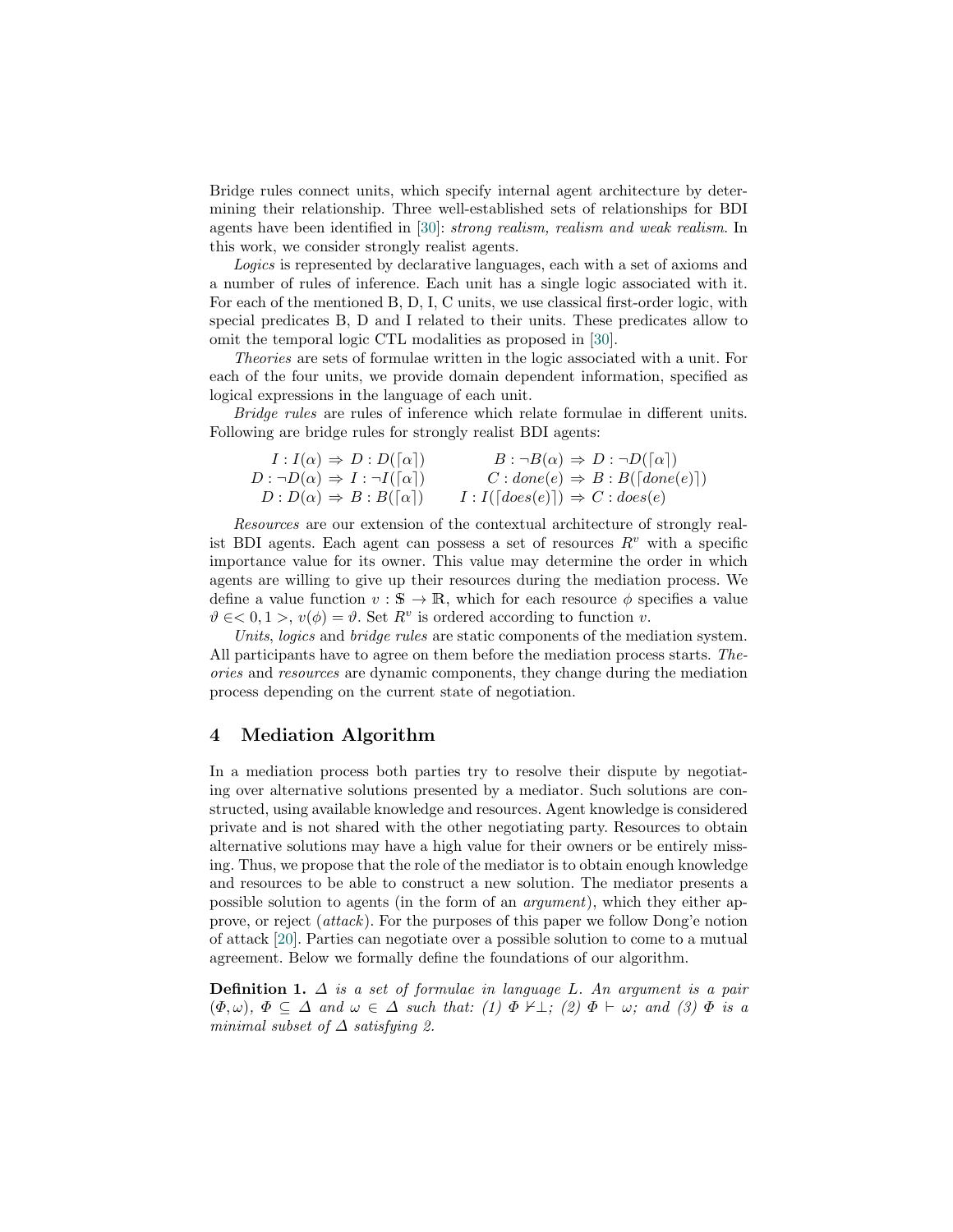Bridge rules connect units, which specify internal agent architecture by determining their relationship. Three well-established sets of relationships for BDI agents have been identified in [30]: *strong realism, realism and weak realism*. In this work, we consider strongly realist agents.

*Logics* is represented by declarative languages, each with a set of axioms and a number of rules of inference. Each unit has a single logic associated with it. For each of the mentioned B, D, I, C units, we use classical first-order logic, with special predicates B, D and I related to their units. These predicates allow to omit the temporal logic CTL modalities as proposed in [30].

*Theories* are sets of formulae written in the logic associated with a unit. For each of the four units, we provide domain dependent information, specified as logical expressions in the language of each unit.

*Bridge rules* are rules of inference which relate formulae in different units. Following are bridge rules for strongly realist BDI agents:

$$
\begin{array}{ll}
I : I(\alpha) \Rightarrow D : D(\lceil\alpha\rceil) & B : \neg B(\alpha) \Rightarrow D : \neg D(\lceil\alpha\rceil) \\
D : \neg D(\alpha) \Rightarrow I : \neg I(\lceil\alpha\rceil) & C : done(e) \Rightarrow B : B(\lceil done(e)\rceil) \\
D : D(\alpha) \Rightarrow B : B(\lceil\alpha\rceil) & I : I(\lceil does(e)\rceil) \Rightarrow C : does(e)
\end{array}
$$

*Resources* are our extension of the contextual architecture of strongly realist BDI agents. Each agent can possess a set of resources $R^v$ with a specific importance value for its owner. This value may determine the order in which agents are willing to give up their resources during the mediation process. We define a value function $v : \mathbb{S} \to \mathbb{R}$, which for each resource $\phi$ specifies a value $\vartheta \in <0, 1>$, $v(\phi) = \vartheta$. Set $R^v$ is ordered according to function $v$.

*Units*, *logics* and *bridge rules* are static components of the mediation system. All participants have to agree on them before the mediation process starts. *Theories* and *resources* are dynamic components, they change during the mediation process depending on the current state of negotiation.

## 4 Mediation Algorithm

In a mediation process both parties try to resolve their dispute by negotiating over alternative solutions presented by a mediator. Such solutions are constructed, using available knowledge and resources. Agent knowledge is considered private and is not shared with the other negotiating party. Resources to obtain alternative solutions may have a high value for their owners or be entirely missing. Thus, we propose that the role of the mediator is to obtain enough knowledge and resources to be able to construct a new solution. The mediator presents a possible solution to agents (in the form of an *argument*), which they either approve, or reject (*attack*). For the purposes of this paper we follow Dong'e notion of attack [20]. Parties can negotiate over a possible solution to come to a mutual agreement. Below we formally define the foundations of our algorithm.

**Definition 1.** *$\Delta$ is a set of formulae in language $L$. An argument is a pair $(\Phi, \omega)$, $\Phi \subseteq \Delta$ and $\omega \in \Delta$ such that: (1) $\Phi \nvdash \perp$; (2) $\Phi \vdash \omega$; and (3) $\Phi$ is a minimal subset of $\Delta$ satisfying 2.*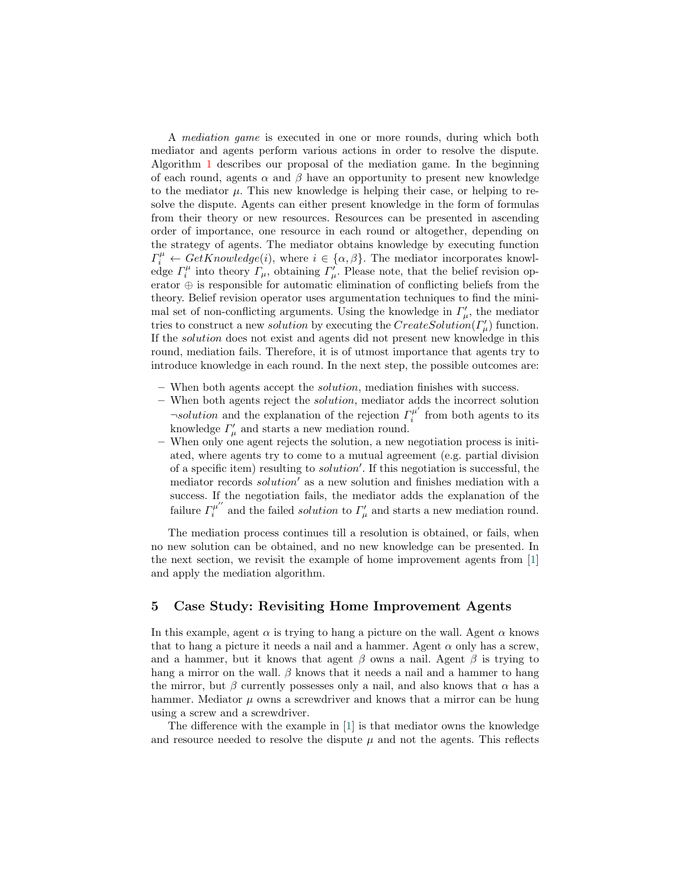A *mediation game* is executed in one or more rounds, during which both mediator and agents perform various actions in order to resolve the dispute. Algorithm 1 describes our proposal of the mediation game. In the beginning of each round, agents $\alpha$ and $\beta$ have an opportunity to present new knowledge to the mediator $\mu$. This new knowledge is helping their case, or helping to resolve the dispute. Agents can either present knowledge in the form of formulas from their theory or new resources. Resources can be presented in ascending order of importance, one resource in each round or altogether, depending on the strategy of agents. The mediator obtains knowledge by executing function $\Gamma_i^\mu \leftarrow GetKnowledge(i)$, where $i \in \{\alpha, \beta\}$. The mediator incorporates knowledge $\Gamma_i^\mu$ into theory $\Gamma_\mu$, obtaining $\Gamma'_\mu$. Please note, that the belief revision operator $\oplus$ is responsible for automatic elimination of conflicting beliefs from the theory. Belief revision operator uses argumentation techniques to find the minimal set of non-conflicting arguments. Using the knowledge in $\Gamma'_\mu$, the mediator tries to construct a new *solution* by executing the $CreateSolution(\Gamma'_\mu)$ function. If the *solution* does not exist and agents did not present new knowledge in this round, mediation fails. Therefore, it is of utmost importance that agents try to introduce knowledge in each round. In the next step, the possible outcomes are:

- When both agents accept the *solution*, mediation finishes with success.
- When both agents reject the *solution*, mediator adds the incorrect solution $\neg solution$ and the explanation of the rejection $\Gamma_i^{\mu'}$ from both agents to its knowledge $\Gamma'_\mu$ and starts a new mediation round.
- When only one agent rejects the solution, a new negotiation process is initiated, where agents try to come to a mutual agreement (e.g. partial division of a specific item) resulting to $solution'$. If this negotiation is successful, the mediator records $solution'$ as a new solution and finishes mediation with a success. If the negotiation fails, the mediator adds the explanation of the failure $\Gamma_i^{\mu''}$ and the failed *solution* to $\Gamma'_\mu$ and starts a new mediation round.

The mediation process continues till a resolution is obtained, or fails, when no new solution can be obtained, and no new knowledge can be presented. In the next section, we revisit the example of home improvement agents from [1] and apply the mediation algorithm.

## 5 Case Study: Revisiting Home Improvement Agents

In this example, agent $\alpha$ is trying to hang a picture on the wall. Agent $\alpha$ knows that to hang a picture it needs a nail and a hammer. Agent $\alpha$ only has a screw, and a hammer, but it knows that agent $\beta$ owns a nail. Agent $\beta$ is trying to hang a mirror on the wall. $\beta$ knows that it needs a nail and a hammer to hang the mirror, but $\beta$ currently possesses only a nail, and also knows that $\alpha$ has a hammer. Mediator $\mu$ owns a screwdriver and knows that a mirror can be hung using a screw and a screwdriver.

The difference with the example in [1] is that mediator owns the knowledge and resource needed to resolve the dispute $\mu$ and not the agents. This reflects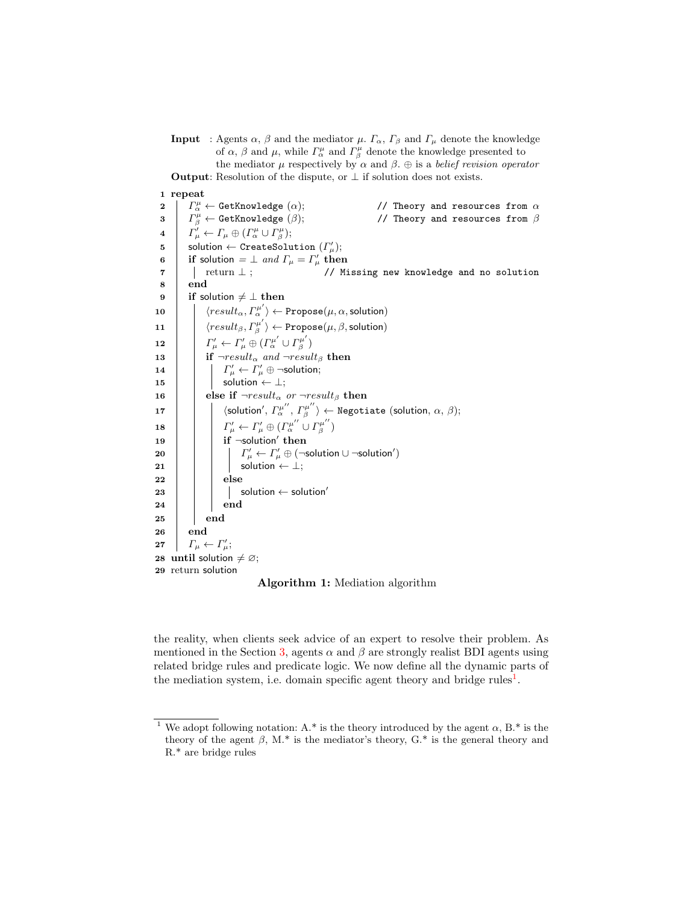**Input** : Agents $\alpha$, $\beta$ and the mediator $\mu$. $\Gamma_\alpha$, $\Gamma_\beta$ and $\Gamma_\mu$ denote the knowledge of $\alpha$, $\beta$ and $\mu$, while $\Gamma^\mu_\alpha$ and $\Gamma^\mu_\beta$ denote the knowledge presented to the mediator $\mu$ respectively by $\alpha$ and $\beta$. $\oplus$ is a *belief revision operator*

**Output**: Resolution of the dispute, or $\perp$ if solution does not exists.

```
1  repeat
2      Γ^μ_α ← GetKnowledge (α);                  // Theory and resources from α
3      Γ^μ_β ← GetKnowledge (β);                  // Theory and resources from β
4      Γ'_μ ← Γ_μ ⊕ (Γ^μ_α ∪ Γ^μ_β);
5      solution ← CreateSolution (Γ'_μ);
6      if solution = ⊥ and Γ_μ = Γ'_μ then
7          return ⊥ ;                   // Missing new knowledge and no solution
8      end
9      if solution ≠ ⊥ then
10         ⟨result_α, Γ^μ'_α⟩ ← Propose(μ, α, solution)
11         ⟨result_β, Γ^μ'_β⟩ ← Propose(μ, β, solution)
12         Γ'_μ ← Γ'_μ ⊕ (Γ^μ'_α ∪ Γ^μ'_β)
13         if ¬result_α and ¬result_β then
14             Γ'_μ ← Γ'_μ ⊕ ¬solution;
15             solution ← ⊥;
16         else if ¬result_α or ¬result_β then
17             ⟨solution', Γ^μ''_α, Γ^μ''_β⟩ ← Negotiate (solution, α, β);
18             Γ'_μ ← Γ'_μ ⊕ (Γ^μ''_α ∪ Γ^μ''_β)
19             if ¬solution' then
20                 Γ'_μ ← Γ'_μ ⊕ (¬solution ∪ ¬solution')
21                 solution ← ⊥;
22             else
23                 solution ← solution'
24             end
25         end
26     end
27     Γ_μ ← Γ'_μ;
28 until solution ≠ ∅;
29 return solution
```

**Algorithm 1:** Mediation algorithm

the reality, when clients seek advice of an expert to resolve their problem. As mentioned in the Section 3, agents $\alpha$ and $\beta$ are strongly realist BDI agents using related bridge rules and predicate logic. We now define all the dynamic parts of the mediation system, i.e. domain specific agent theory and bridge rules[1].

[1] We adopt following notation: A.* is the theory introduced by the agent $\alpha$, B.* is the theory of the agent $\beta$, M.* is the mediator's theory, G.* is the general theory and R.* are bridge rules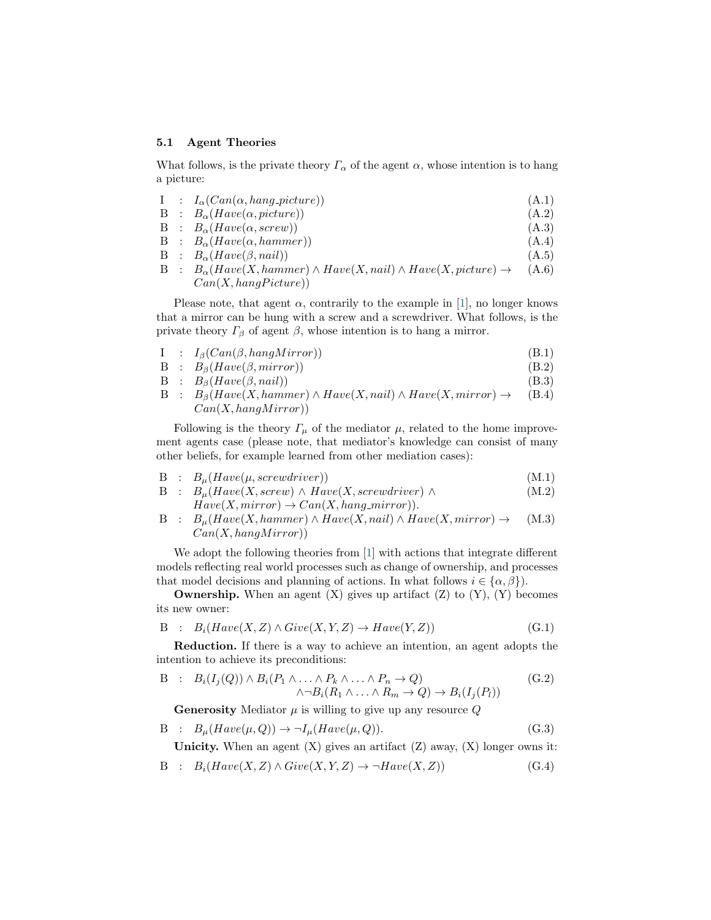### 5.1 Agent Theories

What follows, is the private theory $\Gamma_\alpha$ of the agent $\alpha$, whose intention is to hang a picture:

| | | | |
|---|---|---|---|
| I | : | $I_\alpha(Can(\alpha, hang\_picture))$ | (A.1) |
| B | : | $B_\alpha(Have(\alpha, picture))$ | (A.2) |
| B | : | $B_\alpha(Have(\alpha, screw))$ | (A.3) |
| B | : | $B_\alpha(Have(\alpha, hammer))$ | (A.4) |
| B | : | $B_\alpha(Have(\beta, nail))$ | (A.5) |
| B | : | $B_\alpha(Have(X, hammer) \wedge Have(X, nail) \wedge Have(X, picture) \rightarrow Can(X, hangPicture))$ | (A.6) |

Please note, that agent $\alpha$, contrarily to the example in [1], no longer knows that a mirror can be hung with a screw and a screwdriver. What follows, is the private theory $\Gamma_\beta$ of agent $\beta$, whose intention is to hang a mirror.

| | | | |
|---|---|---|---|
| I | : | $I_\beta(Can(\beta, hangMirror))$ | (B.1) |
| B | : | $B_\beta(Have(\beta, mirror))$ | (B.2) |
| B | : | $B_\beta(Have(\beta, nail))$ | (B.3) |
| B | : | $B_\beta(Have(X, hammer) \wedge Have(X, nail) \wedge Have(X, mirror) \rightarrow Can(X, hangMirror))$ | (B.4) |

Following is the theory $\Gamma_\mu$ of the mediator $\mu$, related to the home improvement agents case (please note, that mediator's knowledge can consist of many other beliefs, for example learned from other mediation cases):

| | | | |
|---|---|---|---|
| B | : | $B_\mu(Have(\mu, screwdriver))$ | (M.1) |
| B | : | $B_\mu(Have(X, screw) \wedge Have(X, screwdriver) \wedge Have(X, mirror) \rightarrow Can(X, hang\_mirror))$. | (M.2) |
| B | : | $B_\mu(Have(X, hammer) \wedge Have(X, nail) \wedge Have(X, mirror) \rightarrow Can(X, hangMirror))$ | (M.3) |

We adopt the following theories from [1] with actions that integrate different models reflecting real world processes such as change of ownership, and processes that model decisions and planning of actions. In what follows $i \in \{\alpha, \beta\}$).

**Ownership.** When an agent (X) gives up artifact (Z) to (Y), (Y) becomes its new owner:

$$\text{B} \quad : \quad B_i(Have(X, Z) \wedge Give(X, Y, Z) \rightarrow Have(Y, Z)) \qquad \text{(G.1)}$$

**Reduction.** If there is a way to achieve an intention, an agent adopts the intention to achieve its preconditions:

$$\text{B} \quad : \quad B_i(I_j(Q)) \wedge B_i(P_1 \wedge \ldots \wedge P_k \wedge \ldots \wedge P_n \rightarrow Q) \wedge \neg B_i(R_1 \wedge \ldots \wedge R_m \rightarrow Q) \rightarrow B_i(I_j(P_l)) \qquad \text{(G.2)}$$

**Generosity** Mediator $\mu$ is willing to give up any resource $Q$

$$\text{B} \quad : \quad B_\mu(Have(\mu, Q)) \rightarrow \neg I_\mu(Have(\mu, Q)). \qquad \text{(G.3)}$$

**Unicity.** When an agent (X) gives an artifact (Z) away, (X) longer owns it:

$$\text{B} \quad : \quad B_i(Have(X, Z) \wedge Give(X, Y, Z) \rightarrow \neg Have(X, Z)) \qquad \text{(G.4)}$$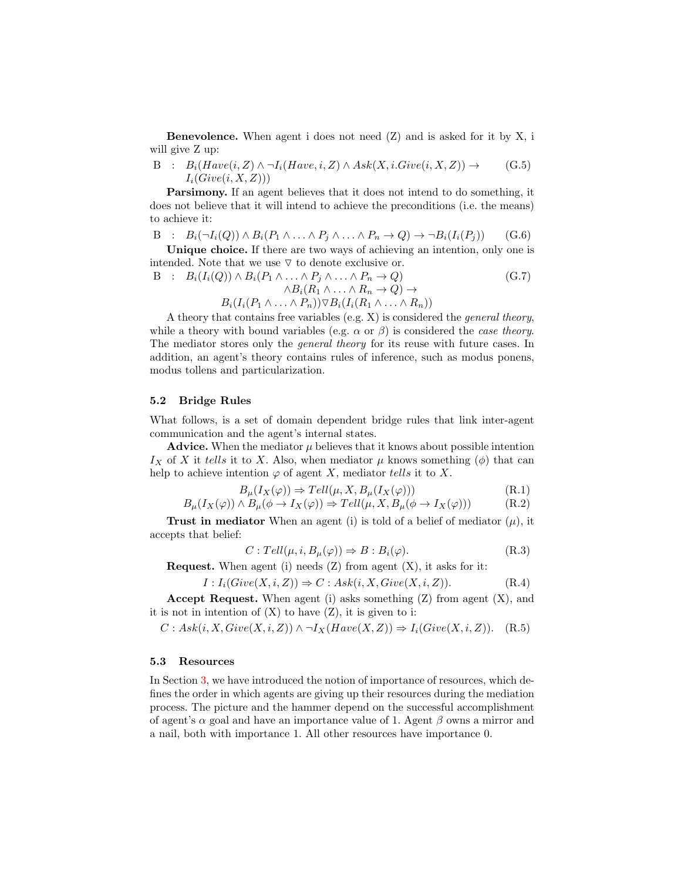**Benevolence.** When agent i does not need (Z) and is asked for it by X, i will give Z up:

$$\text{B} \;:\; B_i(Have(i,Z) \wedge \neg I_i(Have, i, Z) \wedge Ask(X, i.Give(i,X,Z)) \rightarrow I_i(Give(i,X,Z))) \tag{G.5}$$

**Parsimony.** If an agent believes that it does not intend to do something, it does not believe that it will intend to achieve the preconditions (i.e. the means) to achieve it:

$$\text{B} \;:\; B_i(\neg I_i(Q)) \wedge B_i(P_1 \wedge \ldots \wedge P_j \wedge \ldots \wedge P_n \rightarrow Q) \rightarrow \neg B_i(I_i(P_j)) \tag{G.6}$$

**Unique choice.** If there are two ways of achieving an intention, only one is intended. Note that we use $\triangledown$ to denote exclusive or.

$$\begin{aligned}\text{B} \;:\; & B_i(I_i(Q)) \wedge B_i(P_1 \wedge \ldots \wedge P_j \wedge \ldots \wedge P_n \rightarrow Q) \\ & \wedge B_i(R_1 \wedge \ldots \wedge R_n \rightarrow Q) \rightarrow \\ & B_i(I_i(P_1 \wedge \ldots \wedge P_n)) \triangledown B_i(I_i(R_1 \wedge \ldots \wedge R_n))\end{aligned} \tag{G.7}$$

A theory that contains free variables (e.g. X) is considered the *general theory*, while a theory with bound variables (e.g. $\alpha$ or $\beta$) is considered the *case theory*. The mediator stores only the *general theory* for its reuse with future cases. In addition, an agent's theory contains rules of inference, such as modus ponens, modus tollens and particularization.

### 5.2 Bridge Rules

What follows, is a set of domain dependent bridge rules that link inter-agent communication and the agent's internal states.

**Advice.** When the mediator $\mu$ believes that it knows about possible intention $I_X$ of $X$ it *tells* it to $X$. Also, when mediator $\mu$ knows something ($\phi$) that can help to achieve intention $\varphi$ of agent $X$, mediator *tells* it to $X$.

$$B_\mu(I_X(\varphi)) \Rightarrow Tell(\mu, X, B_\mu(I_X(\varphi))) \tag{R.1}$$

$$B_\mu(I_X(\varphi)) \wedge B_\mu(\phi \rightarrow I_X(\varphi)) \Rightarrow Tell(\mu, X, B_\mu(\phi \rightarrow I_X(\varphi))) \tag{R.2}$$

**Trust in mediator** When an agent (i) is told of a belief of mediator ($\mu$), it accepts that belief:

$$C : Tell(\mu, i, B_\mu(\varphi)) \Rightarrow B : B_i(\varphi). \tag{R.3}$$

**Request.** When agent (i) needs (Z) from agent (X), it asks for it:

$$I : I_i(Give(X,i,Z)) \Rightarrow C : Ask(i, X, Give(X,i,Z)). \tag{R.4}$$

**Accept Request.** When agent (i) asks something (Z) from agent (X), and it is not in intention of (X) to have (Z), it is given to i:

$$C : Ask(i, X, Give(X,i,Z)) \wedge \neg I_X(Have(X,Z)) \Rightarrow I_i(Give(X,i,Z)). \tag{R.5}$$

### 5.3 Resources

In Section 3, we have introduced the notion of importance of resources, which defines the order in which agents are giving up their resources during the mediation process. The picture and the hammer depend on the successful accomplishment of agent's $\alpha$ goal and have an importance value of 1. Agent $\beta$ owns a mirror and a nail, both with importance 1. All other resources have importance 0.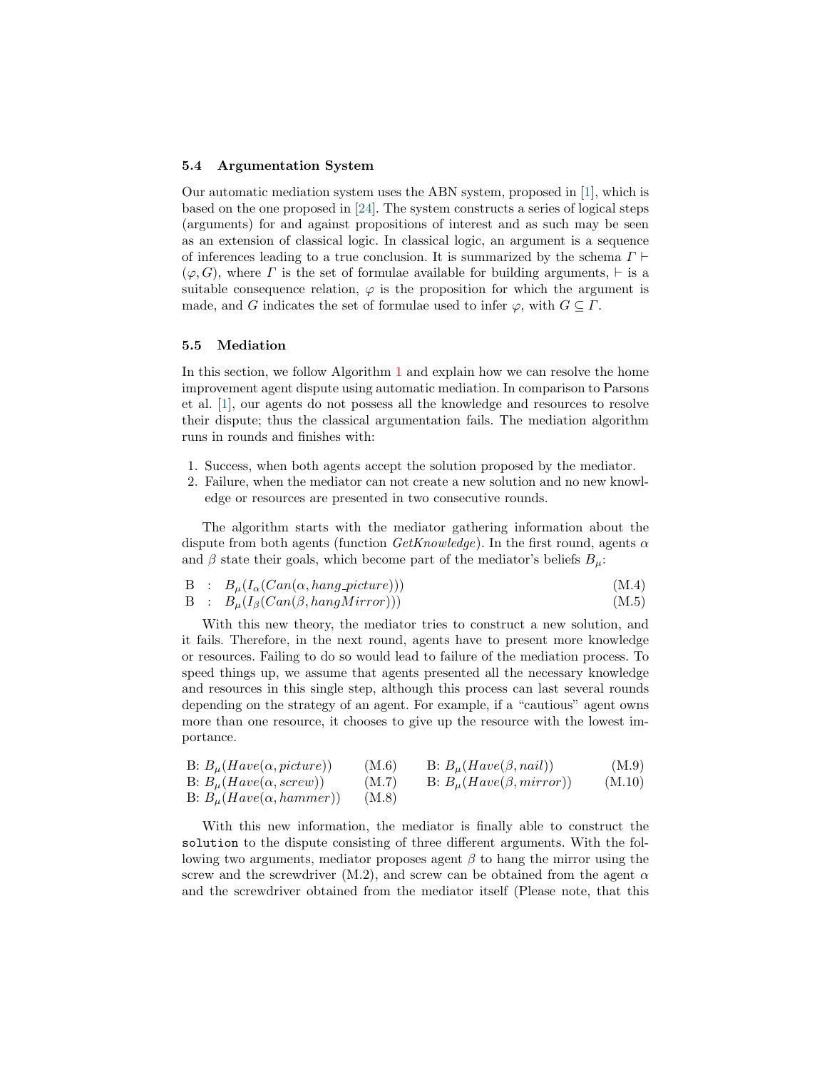### 5.4 Argumentation System

Our automatic mediation system uses the ABN system, proposed in [1], which is based on the one proposed in [24]. The system constructs a series of logical steps (arguments) for and against propositions of interest and as such may be seen as an extension of classical logic. In classical logic, an argument is a sequence of inferences leading to a true conclusion. It is summarized by the schema $\Gamma \vdash (\varphi, G)$, where $\Gamma$ is the set of formulae available for building arguments, $\vdash$ is a suitable consequence relation, $\varphi$ is the proposition for which the argument is made, and $G$ indicates the set of formulae used to infer $\varphi$, with $G \subseteq \Gamma$.

### 5.5 Mediation

In this section, we follow Algorithm 1 and explain how we can resolve the home improvement agent dispute using automatic mediation. In comparison to Parsons et al. [1], our agents do not possess all the knowledge and resources to resolve their dispute; thus the classical argumentation fails. The mediation algorithm runs in rounds and finishes with:

1. Success, when both agents accept the solution proposed by the mediator.
2. Failure, when the mediator can not create a new solution and no new knowledge or resources are presented in two consecutive rounds.

The algorithm starts with the mediator gathering information about the dispute from both agents (function *GetKnowledge*). In the first round, agents $\alpha$ and $\beta$ state their goals, which become part of the mediator's beliefs $B_\mu$:

$$\text{B} \;:\; B_\mu(I_\alpha(Can(\alpha, hang\_picture))) \tag{M.4}$$

$$\text{B} \;:\; B_\mu(I_\beta(Can(\beta, hangMirror))) \tag{M.5}$$

With this new theory, the mediator tries to construct a new solution, and it fails. Therefore, in the next round, agents have to present more knowledge or resources. Failing to do so would lead to failure of the mediation process. To speed things up, we assume that agents presented all the necessary knowledge and resources in this single step, although this process can last several rounds depending on the strategy of an agent. For example, if a "cautious" agent owns more than one resource, it chooses to give up the resource with the lowest importance.

$$\text{B: } B_\mu(Have(\alpha, picture)) \tag{M.6}$$

$$\text{B: } B_\mu(Have(\alpha, screw)) \tag{M.7}$$

$$\text{B: } B_\mu(Have(\alpha, hammer)) \tag{M.8}$$

$$\text{B: } B_\mu(Have(\beta, nail)) \tag{M.9}$$

$$\text{B: } B_\mu(Have(\beta, mirror)) \tag{M.10}$$

With this new information, the mediator is finally able to construct the `solution` to the dispute consisting of three different arguments. With the following two arguments, mediator proposes agent $\beta$ to hang the mirror using the screw and the screwdriver (M.2), and screw can be obtained from the agent $\alpha$ and the screwdriver obtained from the mediator itself (Please note, that this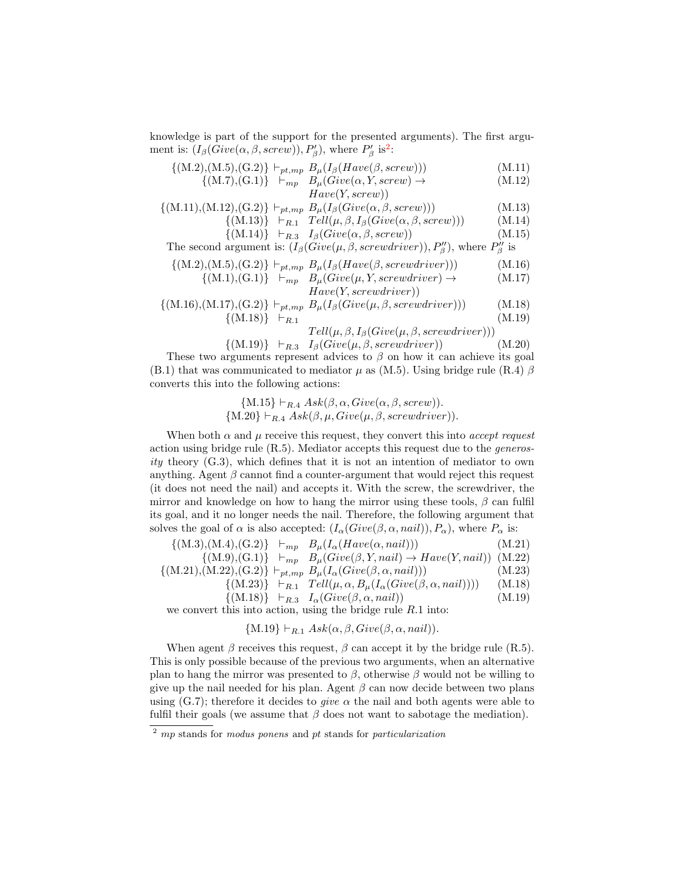knowledge is part of the support for the presented arguments). The first argument is: $(I_\beta(Give(\alpha, \beta, screw)), P'_\beta)$, where $P'_\beta$ is[2]:

$$\{(M.2),(M.5),(G.2)\} \vdash_{pt,mp} B_\mu(I_\beta(Have(\beta, screw))) \quad (M.11)$$

$$\{(M.7),(G.1)\} \vdash_{mp} B_\mu(Give(\alpha, Y, screw) \rightarrow Have(Y, screw)) \quad (M.12)$$

$$\{(M.11),(M.12),(G.2)\} \vdash_{pt,mp} B_\mu(I_\beta(Give(\alpha, \beta, screw))) \quad (M.13)$$

$$\{(M.13)\} \vdash_{R.1} Tell(\mu, \beta, I_\beta(Give(\alpha, \beta, screw))) \quad (M.14)$$

$$\{(M.14)\} \vdash_{R.3} I_\beta(Give(\alpha, \beta, screw)) \quad (M.15)$$

The second argument is: $(I_\beta(Give(\mu, \beta, screwdriver)), P''_\beta)$, where $P''_\beta$ is

$$\{(M.2),(M.5),(G.2)\} \vdash_{pt,mp} B_\mu(I_\beta(Have(\beta, screwdriver))) \quad (M.16)$$

$$\{(M.1),(G.1)\} \vdash_{mp} B_\mu(Give(\mu, Y, screwdriver) \rightarrow Have(Y, screwdriver)) \quad (M.17)$$

$$\{(M.16),(M.17),(G.2)\} \vdash_{pt,mp} B_\mu(I_\beta(Give(\mu, \beta, screwdriver))) \quad (M.18)$$

$$\{(M.18)\} \vdash_{R.1} Tell(\mu, \beta, I_\beta(Give(\mu, \beta, screwdriver))) \quad (M.19)$$

$$\{(M.19)\} \vdash_{R.3} I_\beta(Give(\mu, \beta, screwdriver)) \quad (M.20)$$

These two arguments represent advices to $\beta$ on how it can achieve its goal (B.1) that was communicated to mediator $\mu$ as (M.5). Using bridge rule (R.4) $\beta$ converts this into the following actions:

$$\{M.15\} \vdash_{R.4} Ask(\beta, \alpha, Give(\alpha, \beta, screw)).$$

$$\{M.20\} \vdash_{R.4} Ask(\beta, \mu, Give(\mu, \beta, screwdriver)).$$

When both $\alpha$ and $\mu$ receive this request, they convert this into *accept request* action using bridge rule (R.5). Mediator accepts this request due to the *generosity* theory (G.3), which defines that it is not an intention of mediator to own anything. Agent $\beta$ cannot find a counter-argument that would reject this request (it does not need the nail) and accepts it. With the screw, the screwdriver, the mirror and knowledge on how to hang the mirror using these tools, $\beta$ can fulfil its goal, and it no longer needs the nail. Therefore, the following argument that solves the goal of $\alpha$ is also accepted: $(I_\alpha(Give(\beta, \alpha, nail)), P_\alpha)$, where $P_\alpha$ is:

$$\{(M.3),(M.4),(G.2)\} \vdash_{mp} B_\mu(I_\alpha(Have(\alpha, nail))) \quad (M.21)$$

$$\{(M.9),(G.1)\} \vdash_{mp} B_\mu(Give(\beta, Y, nail) \rightarrow Have(Y, nail)) \quad (M.22)$$

$$\{(M.21),(M.22),(G.2)\} \vdash_{pt,mp} B_\mu(I_\alpha(Give(\beta, \alpha, nail))) \quad (M.23)$$

$$\{(M.23)\} \vdash_{R.1} Tell(\mu, \alpha, B_\mu(I_\alpha(Give(\beta, \alpha, nail)))) \quad (M.18)$$

$$\{(M.18)\} \vdash_{R.3} I_\alpha(Give(\beta, \alpha, nail)) \quad (M.19)$$

we convert this into action, using the bridge rule $R.1$ into:

$$\{M.19\} \vdash_{R.1} Ask(\alpha, \beta, Give(\beta, \alpha, nail)).$$

When agent $\beta$ receives this request, $\beta$ can accept it by the bridge rule (R.5). This is only possible because of the previous two arguments, when an alternative plan to hang the mirror was presented to $\beta$, otherwise $\beta$ would not be willing to give up the nail needed for his plan. Agent $\beta$ can now decide between two plans using (G.7); therefore it decides to *give* $\alpha$ the nail and both agents were able to fulfil their goals (we assume that $\beta$ does not want to sabotage the mediation).

[2] *mp* stands for *modus ponens* and *pt* stands for *particularization*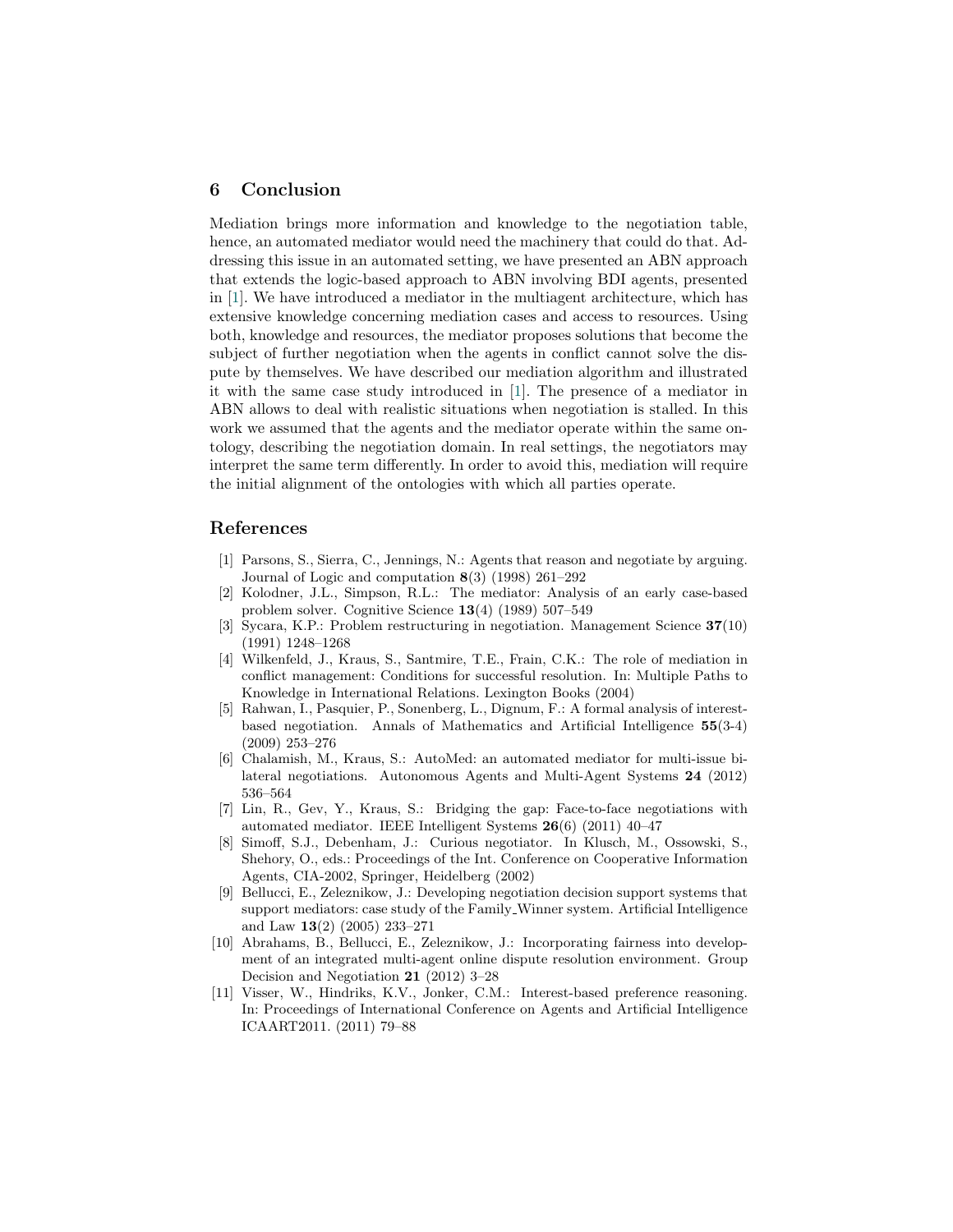## 6 Conclusion

Mediation brings more information and knowledge to the negotiation table, hence, an automated mediator would need the machinery that could do that. Addressing this issue in an automated setting, we have presented an ABN approach that extends the logic-based approach to ABN involving BDI agents, presented in [1]. We have introduced a mediator in the multiagent architecture, which has extensive knowledge concerning mediation cases and access to resources. Using both, knowledge and resources, the mediator proposes solutions that become the subject of further negotiation when the agents in conflict cannot solve the dispute by themselves. We have described our mediation algorithm and illustrated it with the same case study introduced in [1]. The presence of a mediator in ABN allows to deal with realistic situations when negotiation is stalled. In this work we assumed that the agents and the mediator operate within the same ontology, describing the negotiation domain. In real settings, the negotiators may interpret the same term differently. In order to avoid this, mediation will require the initial alignment of the ontologies with which all parties operate.

## References

[1] Parsons, S., Sierra, C., Jennings, N.: Agents that reason and negotiate by arguing. Journal of Logic and computation **8**(3) (1998) 261–292

[2] Kolodner, J.L., Simpson, R.L.: The mediator: Analysis of an early case-based problem solver. Cognitive Science **13**(4) (1989) 507–549

[3] Sycara, K.P.: Problem restructuring in negotiation. Management Science **37**(10) (1991) 1248–1268

[4] Wilkenfeld, J., Kraus, S., Santmire, T.E., Frain, C.K.: The role of mediation in conflict management: Conditions for successful resolution. In: Multiple Paths to Knowledge in International Relations. Lexington Books (2004)

[5] Rahwan, I., Pasquier, P., Sonenberg, L., Dignum, F.: A formal analysis of interest-based negotiation. Annals of Mathematics and Artificial Intelligence **55**(3-4) (2009) 253–276

[6] Chalamish, M., Kraus, S.: AutoMed: an automated mediator for multi-issue bilateral negotiations. Autonomous Agents and Multi-Agent Systems **24** (2012) 536–564

[7] Lin, R., Gev, Y., Kraus, S.: Bridging the gap: Face-to-face negotiations with automated mediator. IEEE Intelligent Systems **26**(6) (2011) 40–47

[8] Simoff, S.J., Debenham, J.: Curious negotiator. In Klusch, M., Ossowski, S., Shehory, O., eds.: Proceedings of the Int. Conference on Cooperative Information Agents, CIA-2002, Springer, Heidelberg (2002)

[9] Bellucci, E., Zeleznikow, J.: Developing negotiation decision support systems that support mediators: case study of the Family_Winner system. Artificial Intelligence and Law **13**(2) (2005) 233–271

[10] Abrahams, B., Bellucci, E., Zeleznikow, J.: Incorporating fairness into development of an integrated multi-agent online dispute resolution environment. Group Decision and Negotiation **21** (2012) 3–28

[11] Visser, W., Hindriks, K.V., Jonker, C.M.: Interest-based preference reasoning. In: Proceedings of International Conference on Agents and Artificial Intelligence ICAART2011. (2011) 79–88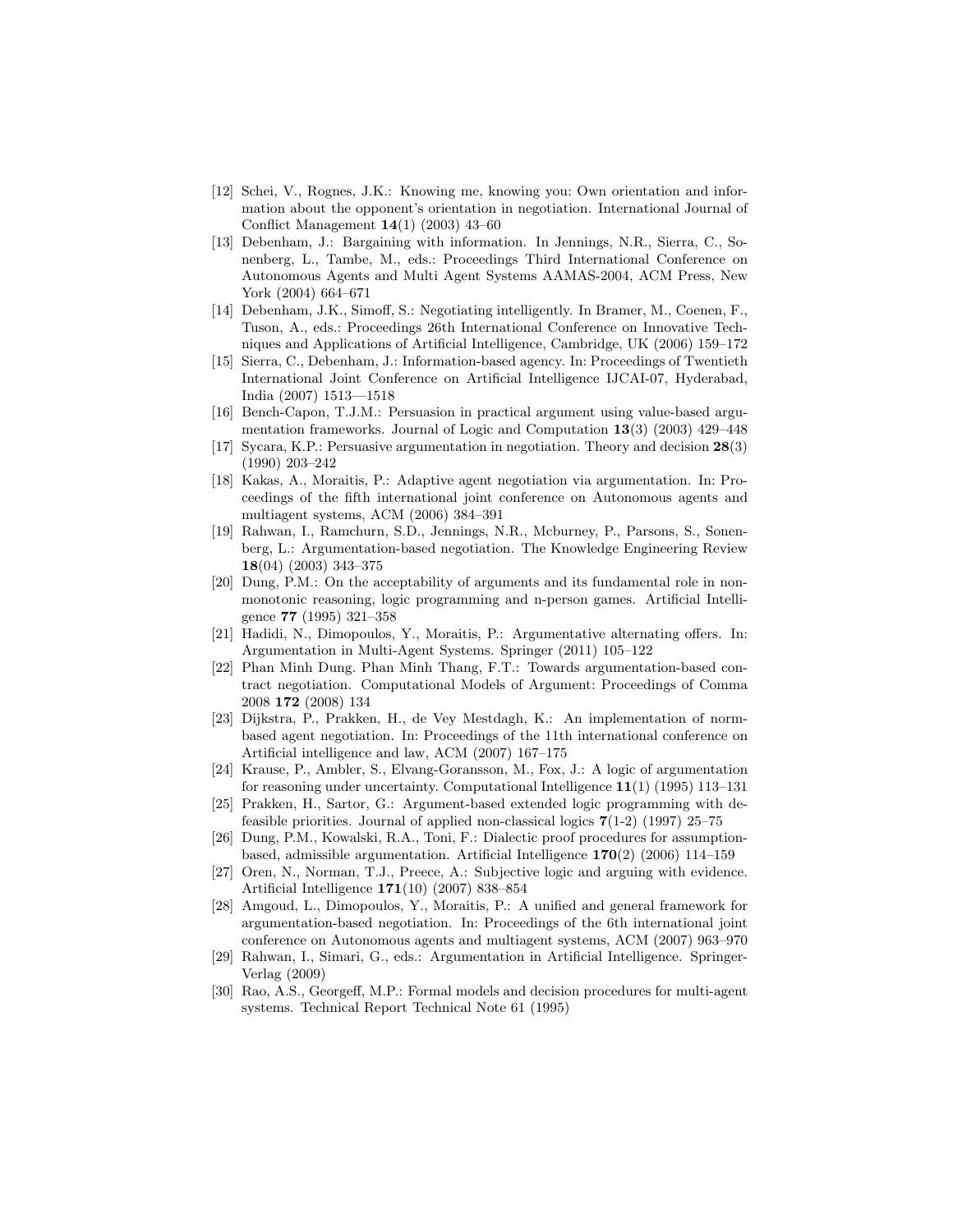[12] Schei, V., Rognes, J.K.: Knowing me, knowing you: Own orientation and information about the opponent's orientation in negotiation. International Journal of Conflict Management **14**(1) (2003) 43–60

[13] Debenham, J.: Bargaining with information. In Jennings, N.R., Sierra, C., Sonenberg, L., Tambe, M., eds.: Proceedings Third International Conference on Autonomous Agents and Multi Agent Systems AAMAS-2004, ACM Press, New York (2004) 664–671

[14] Debenham, J.K., Simoff, S.: Negotiating intelligently. In Bramer, M., Coenen, F., Tuson, A., eds.: Proceedings 26th International Conference on Innovative Techniques and Applications of Artificial Intelligence, Cambridge, UK (2006) 159–172

[15] Sierra, C., Debenham, J.: Information-based agency. In: Proceedings of Twentieth International Joint Conference on Artificial Intelligence IJCAI-07, Hyderabad, India (2007) 1513—1518

[16] Bench-Capon, T.J.M.: Persuasion in practical argument using value-based argumentation frameworks. Journal of Logic and Computation **13**(3) (2003) 429–448

[17] Sycara, K.P.: Persuasive argumentation in negotiation. Theory and decision **28**(3) (1990) 203–242

[18] Kakas, A., Moraitis, P.: Adaptive agent negotiation via argumentation. In: Proceedings of the fifth international joint conference on Autonomous agents and multiagent systems, ACM (2006) 384–391

[19] Rahwan, I., Ramchurn, S.D., Jennings, N.R., Mcburney, P., Parsons, S., Sonenberg, L.: Argumentation-based negotiation. The Knowledge Engineering Review **18**(04) (2003) 343–375

[20] Dung, P.M.: On the acceptability of arguments and its fundamental role in nonmonotonic reasoning, logic programming and n-person games. Artificial Intelligence **77** (1995) 321–358

[21] Hadidi, N., Dimopoulos, Y., Moraitis, P.: Argumentative alternating offers. In: Argumentation in Multi-Agent Systems. Springer (2011) 105–122

[22] Phan Minh Dung. Phan Minh Thang, F.T.: Towards argumentation-based contract negotiation. Computational Models of Argument: Proceedings of Comma 2008 **172** (2008) 134

[23] Dijkstra, P., Prakken, H., de Vey Mestdagh, K.: An implementation of norm-based agent negotiation. In: Proceedings of the 11th international conference on Artificial intelligence and law, ACM (2007) 167–175

[24] Krause, P., Ambler, S., Elvang-Goransson, M., Fox, J.: A logic of argumentation for reasoning under uncertainty. Computational Intelligence **11**(1) (1995) 113–131

[25] Prakken, H., Sartor, G.: Argument-based extended logic programming with defeasible priorities. Journal of applied non-classical logics **7**(1-2) (1997) 25–75

[26] Dung, P.M., Kowalski, R.A., Toni, F.: Dialectic proof procedures for assumption-based, admissible argumentation. Artificial Intelligence **170**(2) (2006) 114–159

[27] Oren, N., Norman, T.J., Preece, A.: Subjective logic and arguing with evidence. Artificial Intelligence **171**(10) (2007) 838–854

[28] Amgoud, L., Dimopoulos, Y., Moraitis, P.: A unified and general framework for argumentation-based negotiation. In: Proceedings of the 6th international joint conference on Autonomous agents and multiagent systems, ACM (2007) 963–970

[29] Rahwan, I., Simari, G., eds.: Argumentation in Artificial Intelligence. Springer-Verlag (2009)

[30] Rao, A.S., Georgeff, M.P.: Formal models and decision procedures for multi-agent systems. Technical Report Technical Note 61 (1995)